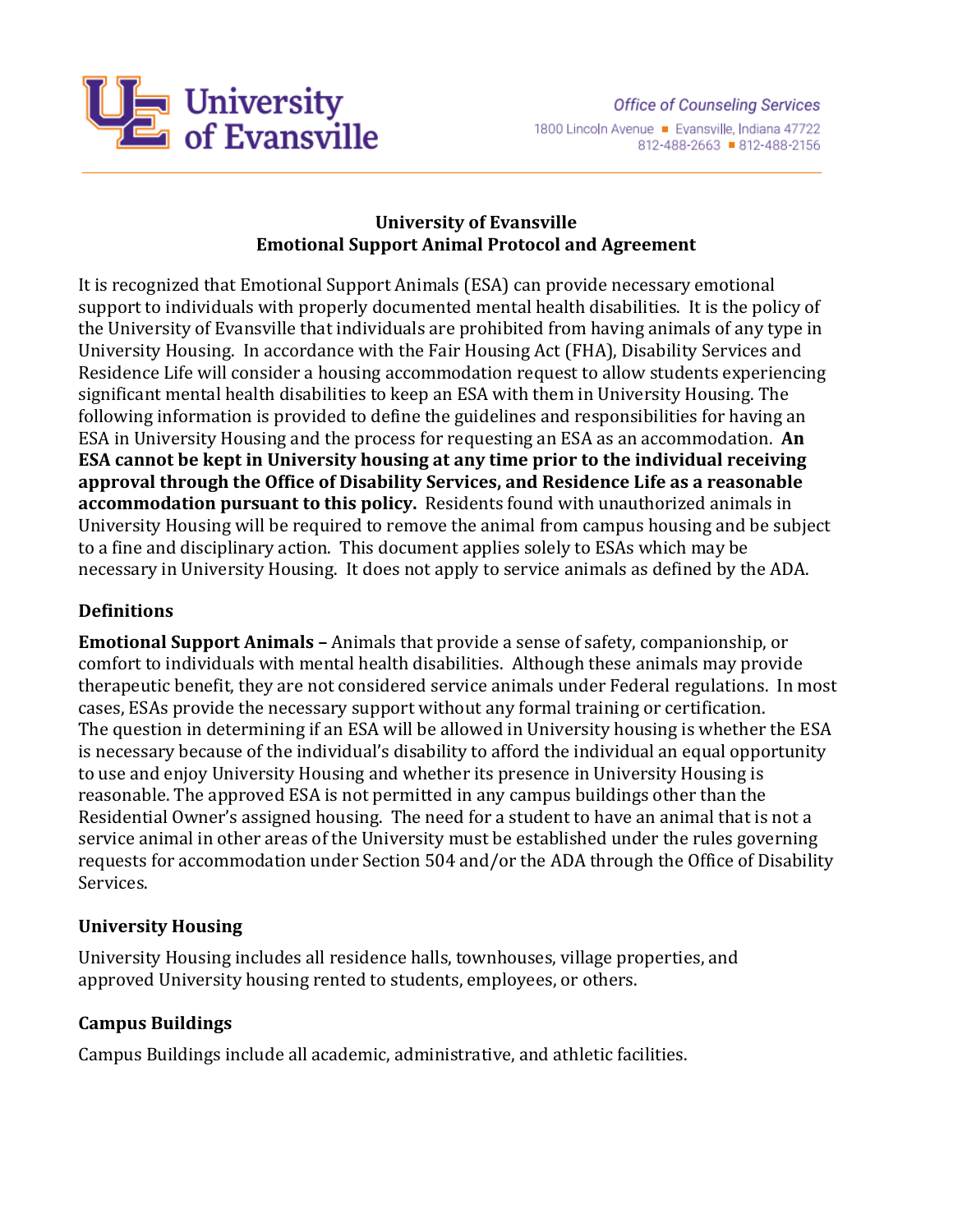University of Evansville

Office of Counseling Services
1800 Lincoln Avenue ■ Evansville, Indiana 47722
812-488-2663 ■ 812-488-2156

# University of Evansville
# Emotional Support Animal Protocol and Agreement

It is recognized that Emotional Support Animals (ESA) can provide necessary emotional support to individuals with properly documented mental health disabilities. It is the policy of the University of Evansville that individuals are prohibited from having animals of any type in University Housing. In accordance with the Fair Housing Act (FHA), Disability Services and Residence Life will consider a housing accommodation request to allow students experiencing significant mental health disabilities to keep an ESA with them in University Housing. The following information is provided to define the guidelines and responsibilities for having an ESA in University Housing and the process for requesting an ESA as an accommodation. **An ESA cannot be kept in University housing at any time prior to the individual receiving approval through the Office of Disability Services, and Residence Life as a reasonable accommodation pursuant to this policy.** Residents found with unauthorized animals in University Housing will be required to remove the animal from campus housing and be subject to a fine and disciplinary action. This document applies solely to ESAs which may be necessary in University Housing. It does not apply to service animals as defined by the ADA.

## Definitions

**Emotional Support Animals –** Animals that provide a sense of safety, companionship, or comfort to individuals with mental health disabilities. Although these animals may provide therapeutic benefit, they are not considered service animals under Federal regulations. In most cases, ESAs provide the necessary support without any formal training or certification. The question in determining if an ESA will be allowed in University housing is whether the ESA is necessary because of the individual's disability to afford the individual an equal opportunity to use and enjoy University Housing and whether its presence in University Housing is reasonable. The approved ESA is not permitted in any campus buildings other than the Residential Owner's assigned housing. The need for a student to have an animal that is not a service animal in other areas of the University must be established under the rules governing requests for accommodation under Section 504 and/or the ADA through the Office of Disability Services.

## University Housing

University Housing includes all residence halls, townhouses, village properties, and approved University housing rented to students, employees, or others.

## Campus Buildings

Campus Buildings include all academic, administrative, and athletic facilities.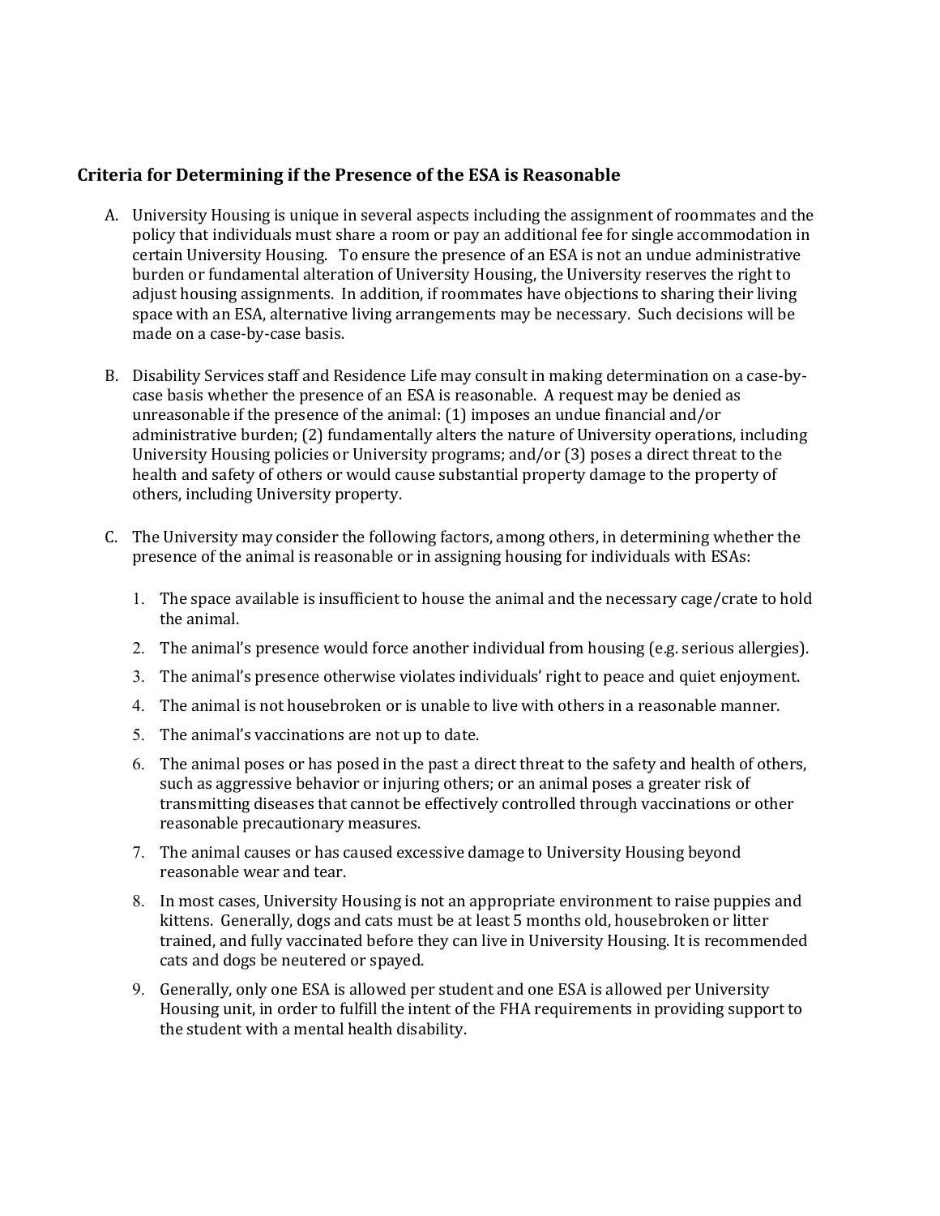### Criteria for Determining if the Presence of the ESA is Reasonable

A. University Housing is unique in several aspects including the assignment of roommates and the policy that individuals must share a room or pay an additional fee for single accommodation in certain University Housing. To ensure the presence of an ESA is not an undue administrative burden or fundamental alteration of University Housing, the University reserves the right to adjust housing assignments. In addition, if roommates have objections to sharing their living space with an ESA, alternative living arrangements may be necessary. Such decisions will be made on a case-by-case basis.

B. Disability Services staff and Residence Life may consult in making determination on a case-by-case basis whether the presence of an ESA is reasonable. A request may be denied as unreasonable if the presence of the animal: (1) imposes an undue financial and/or administrative burden; (2) fundamentally alters the nature of University operations, including University Housing policies or University programs; and/or (3) poses a direct threat to the health and safety of others or would cause substantial property damage to the property of others, including University property.

C. The University may consider the following factors, among others, in determining whether the presence of the animal is reasonable or in assigning housing for individuals with ESAs:

   1. The space available is insufficient to house the animal and the necessary cage/crate to hold the animal.
   2. The animal's presence would force another individual from housing (e.g. serious allergies).
   3. The animal's presence otherwise violates individuals' right to peace and quiet enjoyment.
   4. The animal is not housebroken or is unable to live with others in a reasonable manner.
   5. The animal's vaccinations are not up to date.
   6. The animal poses or has posed in the past a direct threat to the safety and health of others, such as aggressive behavior or injuring others; or an animal poses a greater risk of transmitting diseases that cannot be effectively controlled through vaccinations or other reasonable precautionary measures.
   7. The animal causes or has caused excessive damage to University Housing beyond reasonable wear and tear.
   8. In most cases, University Housing is not an appropriate environment to raise puppies and kittens. Generally, dogs and cats must be at least 5 months old, housebroken or litter trained, and fully vaccinated before they can live in University Housing. It is recommended cats and dogs be neutered or spayed.
   9. Generally, only one ESA is allowed per student and one ESA is allowed per University Housing unit, in order to fulfill the intent of the FHA requirements in providing support to the student with a mental health disability.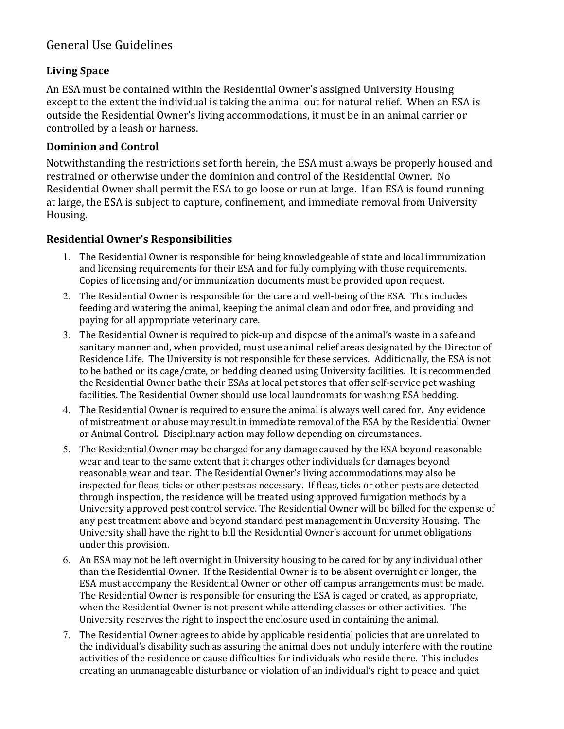## General Use Guidelines

### Living Space

An ESA must be contained within the Residential Owner's assigned University Housing except to the extent the individual is taking the animal out for natural relief. When an ESA is outside the Residential Owner's living accommodations, it must be in an animal carrier or controlled by a leash or harness.

### Dominion and Control

Notwithstanding the restrictions set forth herein, the ESA must always be properly housed and restrained or otherwise under the dominion and control of the Residential Owner. No Residential Owner shall permit the ESA to go loose or run at large. If an ESA is found running at large, the ESA is subject to capture, confinement, and immediate removal from University Housing.

### Residential Owner's Responsibilities

1. The Residential Owner is responsible for being knowledgeable of state and local immunization and licensing requirements for their ESA and for fully complying with those requirements. Copies of licensing and/or immunization documents must be provided upon request.
2. The Residential Owner is responsible for the care and well-being of the ESA. This includes feeding and watering the animal, keeping the animal clean and odor free, and providing and paying for all appropriate veterinary care.
3. The Residential Owner is required to pick-up and dispose of the animal's waste in a safe and sanitary manner and, when provided, must use animal relief areas designated by the Director of Residence Life. The University is not responsible for these services. Additionally, the ESA is not to be bathed or its cage/crate, or bedding cleaned using University facilities. It is recommended the Residential Owner bathe their ESAs at local pet stores that offer self-service pet washing facilities. The Residential Owner should use local laundromats for washing ESA bedding.
4. The Residential Owner is required to ensure the animal is always well cared for. Any evidence of mistreatment or abuse may result in immediate removal of the ESA by the Residential Owner or Animal Control. Disciplinary action may follow depending on circumstances.
5. The Residential Owner may be charged for any damage caused by the ESA beyond reasonable wear and tear to the same extent that it charges other individuals for damages beyond reasonable wear and tear. The Residential Owner's living accommodations may also be inspected for fleas, ticks or other pests as necessary. If fleas, ticks or other pests are detected through inspection, the residence will be treated using approved fumigation methods by a University approved pest control service. The Residential Owner will be billed for the expense of any pest treatment above and beyond standard pest management in University Housing. The University shall have the right to bill the Residential Owner's account for unmet obligations under this provision.
6. An ESA may not be left overnight in University housing to be cared for by any individual other than the Residential Owner. If the Residential Owner is to be absent overnight or longer, the ESA must accompany the Residential Owner or other off campus arrangements must be made. The Residential Owner is responsible for ensuring the ESA is caged or crated, as appropriate, when the Residential Owner is not present while attending classes or other activities. The University reserves the right to inspect the enclosure used in containing the animal.
7. The Residential Owner agrees to abide by applicable residential policies that are unrelated to the individual's disability such as assuring the animal does not unduly interfere with the routine activities of the residence or cause difficulties for individuals who reside there. This includes creating an unmanageable disturbance or violation of an individual's right to peace and quiet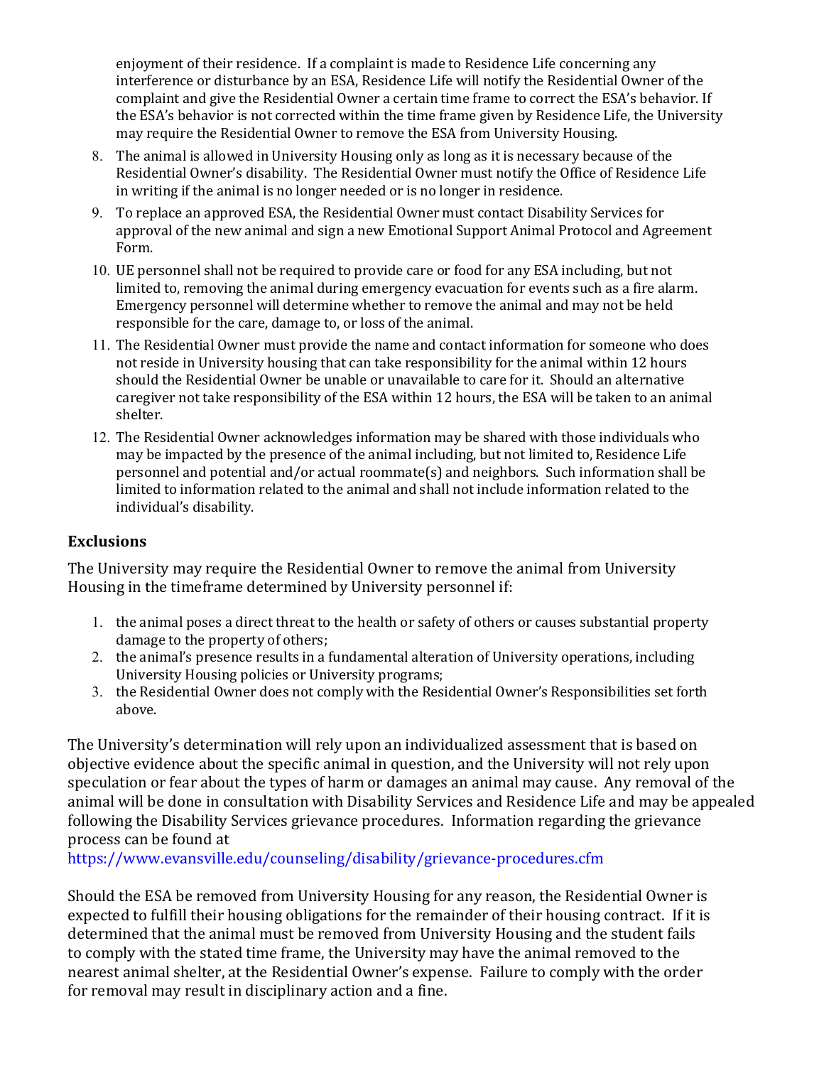enjoyment of their residence. If a complaint is made to Residence Life concerning any interference or disturbance by an ESA, Residence Life will notify the Residential Owner of the complaint and give the Residential Owner a certain time frame to correct the ESA's behavior. If the ESA's behavior is not corrected within the time frame given by Residence Life, the University may require the Residential Owner to remove the ESA from University Housing.

8. The animal is allowed in University Housing only as long as it is necessary because of the Residential Owner's disability. The Residential Owner must notify the Office of Residence Life in writing if the animal is no longer needed or is no longer in residence.
9. To replace an approved ESA, the Residential Owner must contact Disability Services for approval of the new animal and sign a new Emotional Support Animal Protocol and Agreement Form.
10. UE personnel shall not be required to provide care or food for any ESA including, but not limited to, removing the animal during emergency evacuation for events such as a fire alarm. Emergency personnel will determine whether to remove the animal and may not be held responsible for the care, damage to, or loss of the animal.
11. The Residential Owner must provide the name and contact information for someone who does not reside in University housing that can take responsibility for the animal within 12 hours should the Residential Owner be unable or unavailable to care for it. Should an alternative caregiver not take responsibility of the ESA within 12 hours, the ESA will be taken to an animal shelter.
12. The Residential Owner acknowledges information may be shared with those individuals who may be impacted by the presence of the animal including, but not limited to, Residence Life personnel and potential and/or actual roommate(s) and neighbors. Such information shall be limited to information related to the animal and shall not include information related to the individual's disability.

## Exclusions

The University may require the Residential Owner to remove the animal from University Housing in the timeframe determined by University personnel if:

1. the animal poses a direct threat to the health or safety of others or causes substantial property damage to the property of others;
2. the animal's presence results in a fundamental alteration of University operations, including University Housing policies or University programs;
3. the Residential Owner does not comply with the Residential Owner's Responsibilities set forth above.

The University's determination will rely upon an individualized assessment that is based on objective evidence about the specific animal in question, and the University will not rely upon speculation or fear about the types of harm or damages an animal may cause. Any removal of the animal will be done in consultation with Disability Services and Residence Life and may be appealed following the Disability Services grievance procedures. Information regarding the grievance process can be found at https://www.evansville.edu/counseling/disability/grievance-procedures.cfm

Should the ESA be removed from University Housing for any reason, the Residential Owner is expected to fulfill their housing obligations for the remainder of their housing contract. If it is determined that the animal must be removed from University Housing and the student fails to comply with the stated time frame, the University may have the animal removed to the nearest animal shelter, at the Residential Owner's expense. Failure to comply with the order for removal may result in disciplinary action and a fine.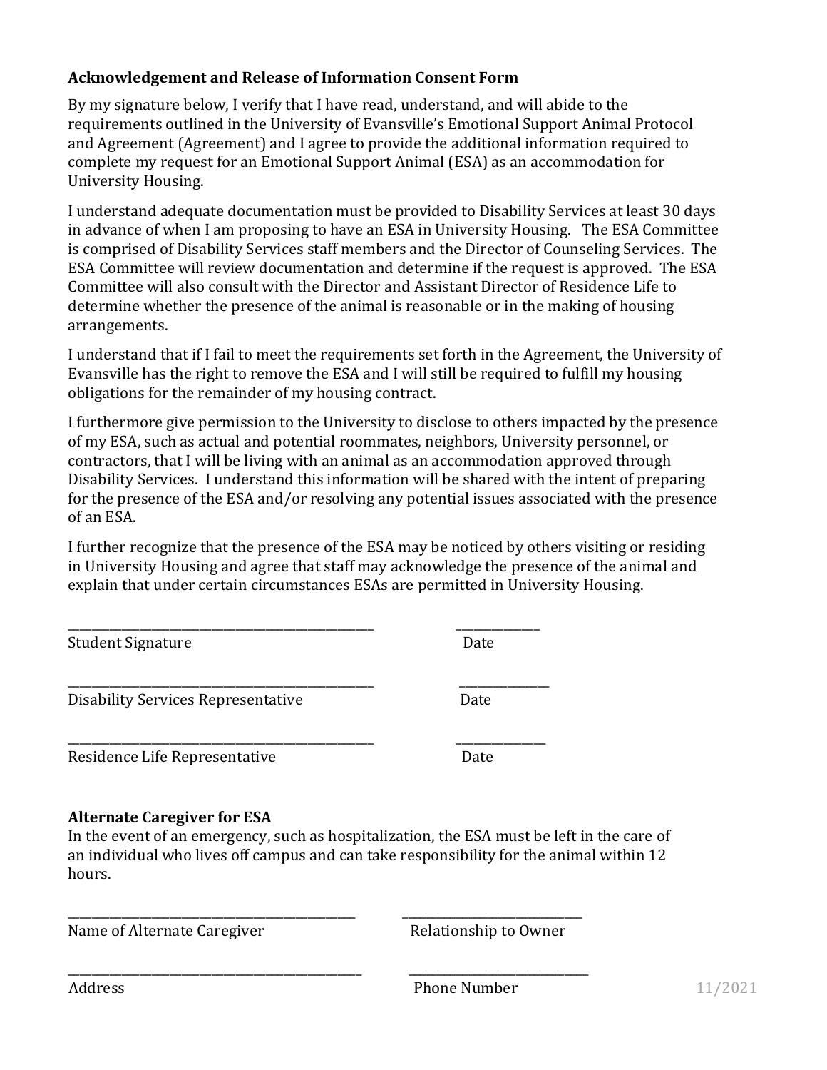**Acknowledgement and Release of Information Consent Form**

By my signature below, I verify that I have read, understand, and will abide to the requirements outlined in the University of Evansville's Emotional Support Animal Protocol and Agreement (Agreement) and I agree to provide the additional information required to complete my request for an Emotional Support Animal (ESA) as an accommodation for University Housing.

I understand adequate documentation must be provided to Disability Services at least 30 days in advance of when I am proposing to have an ESA in University Housing. The ESA Committee is comprised of Disability Services staff members and the Director of Counseling Services. The ESA Committee will review documentation and determine if the request is approved. The ESA Committee will also consult with the Director and Assistant Director of Residence Life to determine whether the presence of the animal is reasonable or in the making of housing arrangements.

I understand that if I fail to meet the requirements set forth in the Agreement, the University of Evansville has the right to remove the ESA and I will still be required to fulfill my housing obligations for the remainder of my housing contract.

I furthermore give permission to the University to disclose to others impacted by the presence of my ESA, such as actual and potential roommates, neighbors, University personnel, or contractors, that I will be living with an animal as an accommodation approved through Disability Services. I understand this information will be shared with the intent of preparing for the presence of the ESA and/or resolving any potential issues associated with the presence of an ESA.

I further recognize that the presence of the ESA may be noticed by others visiting or residing in University Housing and agree that staff may acknowledge the presence of the animal and explain that under certain circumstances ESAs are permitted in University Housing.

_________________________________________________ _____________

Student Signature Date

_________________________________________________ _____________

Disability Services Representative Date

_________________________________________________ _____________

Residence Life Representative Date

**Alternate Caregiver for ESA**

In the event of an emergency, such as hospitalization, the ESA must be left in the care of an individual who lives off campus and can take responsibility for the animal within 12 hours.

______________________________________________ ____________________________

Name of Alternate Caregiver Relationship to Owner

______________________________________________ ____________________________

Address Phone Number

11/2021